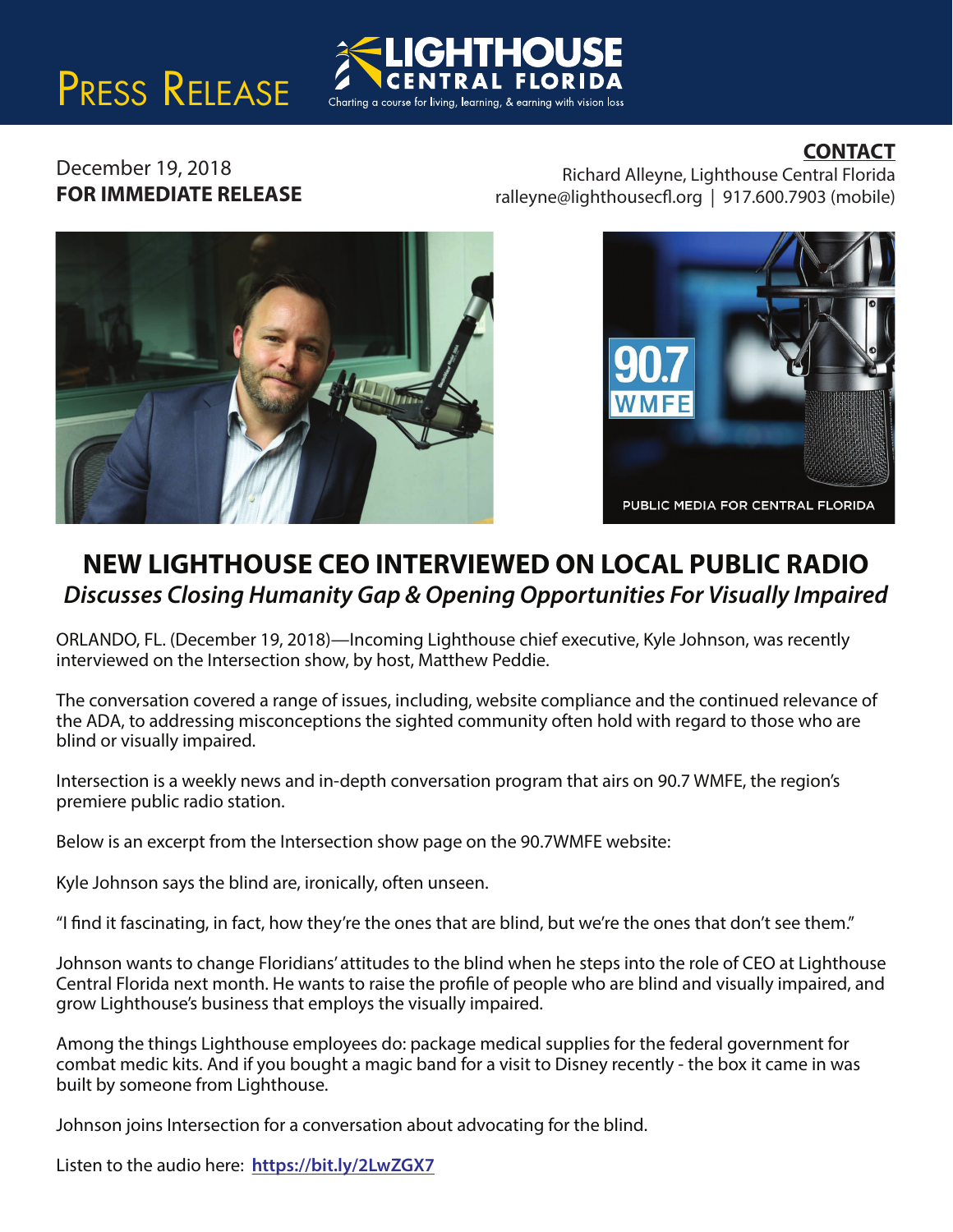PRESS RELEASE

LIGHTHOUSE CENTRAL FLORIDA
Charting a course for living, learning, & earning with vision loss

December 19, 2018
**FOR IMMEDIATE RELEASE**

**CONTACT**
Richard Alleyne, Lighthouse Central Florida
ralleyne@lighthousecfl.org | 917.600.7903 (mobile)

# NEW LIGHTHOUSE CEO INTERVIEWED ON LOCAL PUBLIC RADIO

## *Discusses Closing Humanity Gap & Opening Opportunities For Visually Impaired*

ORLANDO, FL. (December 19, 2018)—Incoming Lighthouse chief executive, Kyle Johnson, was recently interviewed on the Intersection show, by host, Matthew Peddie.

The conversation covered a range of issues, including, website compliance and the continued relevance of the ADA, to addressing misconceptions the sighted community often hold with regard to those who are blind or visually impaired.

Intersection is a weekly news and in-depth conversation program that airs on 90.7 WMFE, the region's premiere public radio station.

Below is an excerpt from the Intersection show page on the 90.7WMFE website:

Kyle Johnson says the blind are, ironically, often unseen.

"I find it fascinating, in fact, how they're the ones that are blind, but we're the ones that don't see them."

Johnson wants to change Floridians' attitudes to the blind when he steps into the role of CEO at Lighthouse Central Florida next month. He wants to raise the profile of people who are blind and visually impaired, and grow Lighthouse's business that employs the visually impaired.

Among the things Lighthouse employees do: package medical supplies for the federal government for combat medic kits. And if you bought a magic band for a visit to Disney recently - the box it came in was built by someone from Lighthouse.

Johnson joins Intersection for a conversation about advocating for the blind.

Listen to the audio here: **https://bit.ly/2LwZGX7**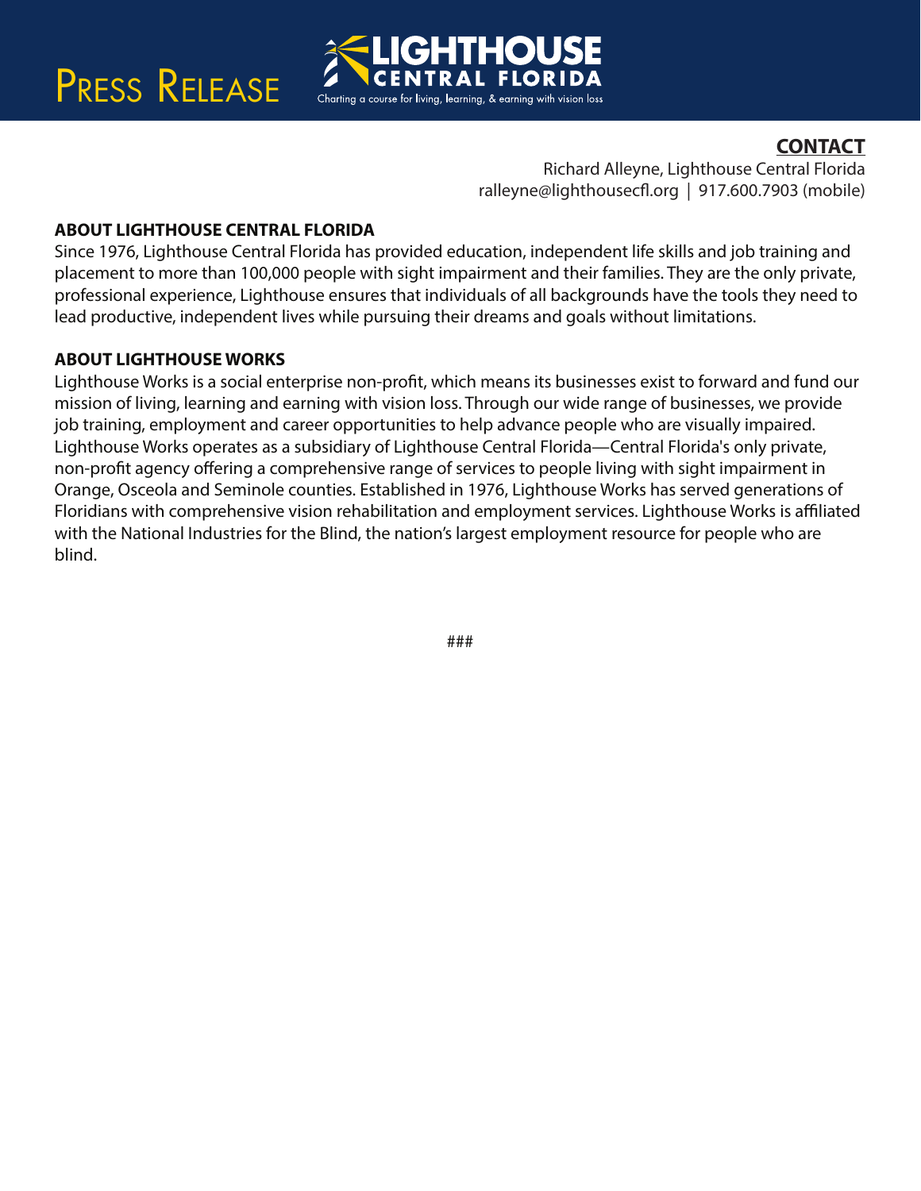# PRESS RELEASE

**LIGHTHOUSE CENTRAL FLORIDA**
Charting a course for living, learning, & earning with vision loss

**CONTACT**
Richard Alleyne, Lighthouse Central Florida
ralleyne@lighthousecfl.org | 917.600.7903 (mobile)

**ABOUT LIGHTHOUSE CENTRAL FLORIDA**

Since 1976, Lighthouse Central Florida has provided education, independent life skills and job training and placement to more than 100,000 people with sight impairment and their families. They are the only private, professional experience, Lighthouse ensures that individuals of all backgrounds have the tools they need to lead productive, independent lives while pursuing their dreams and goals without limitations.

**ABOUT LIGHTHOUSE WORKS**

Lighthouse Works is a social enterprise non-profit, which means its businesses exist to forward and fund our mission of living, learning and earning with vision loss. Through our wide range of businesses, we provide job training, employment and career opportunities to help advance people who are visually impaired. Lighthouse Works operates as a subsidiary of Lighthouse Central Florida—Central Florida's only private, non-profit agency offering a comprehensive range of services to people living with sight impairment in Orange, Osceola and Seminole counties. Established in 1976, Lighthouse Works has served generations of Floridians with comprehensive vision rehabilitation and employment services. Lighthouse Works is affiliated with the National Industries for the Blind, the nation's largest employment resource for people who are blind.

###